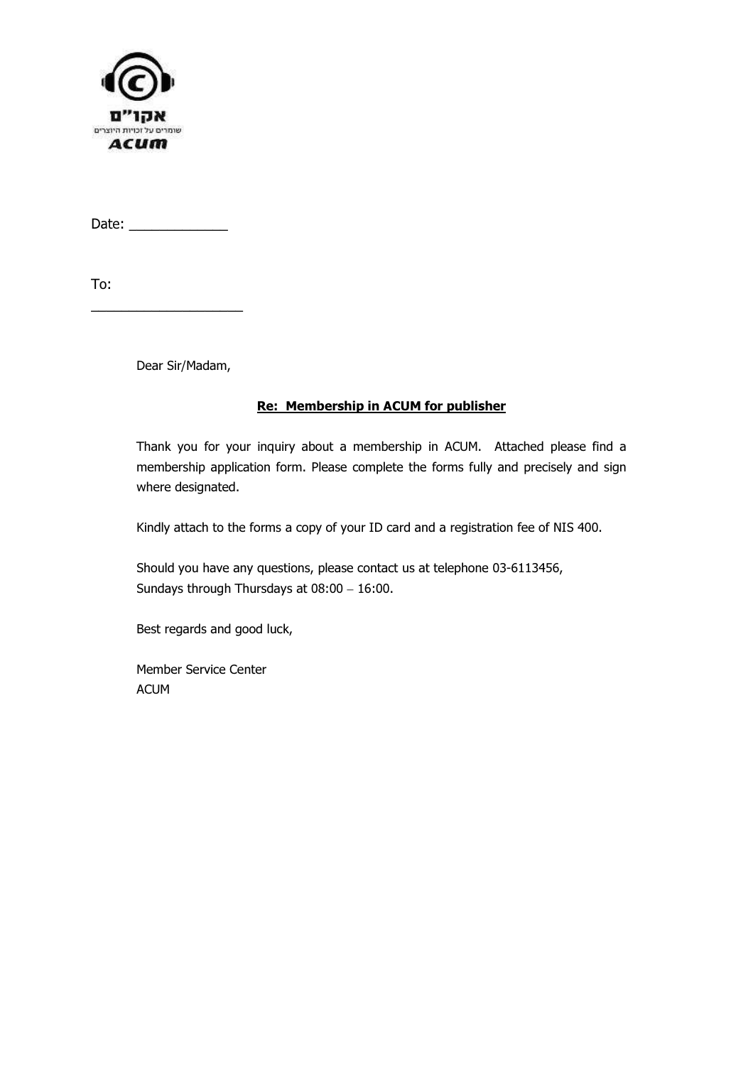אקו"ם

שומרים על זכויות היוצרים

ACUM

Date: _____________

To:

____________________

Dear Sir/Madam,

**Re: Membership in ACUM for publisher**

Thank you for your inquiry about a membership in ACUM. Attached please find a membership application form. Please complete the forms fully and precisely and sign where designated.

Kindly attach to the forms a copy of your ID card and a registration fee of NIS 400.

Should you have any questions, please contact us at telephone 03-6113456, Sundays through Thursdays at 08:00 – 16:00.

Best regards and good luck,

Member Service Center
ACUM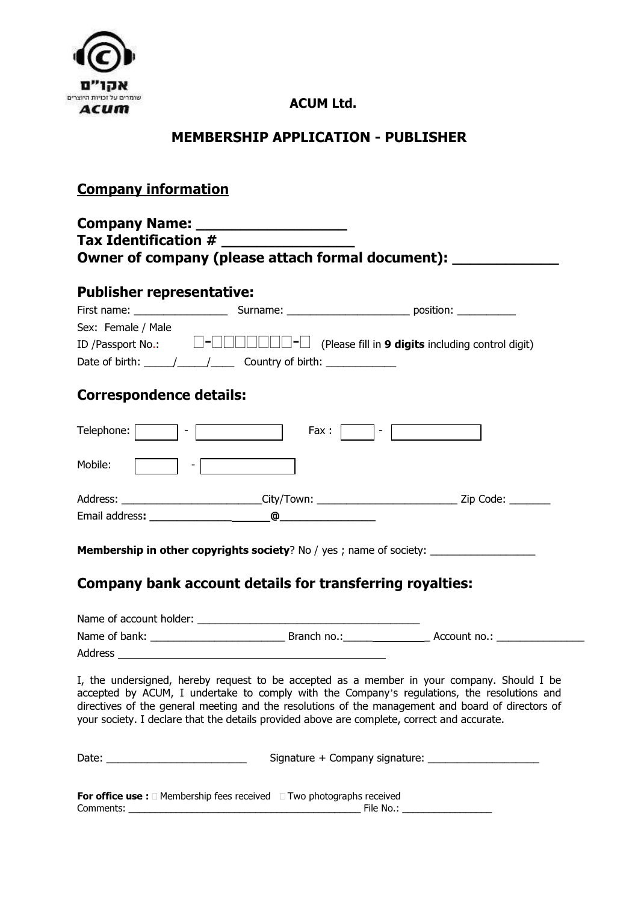**ACUM Ltd.**

## MEMBERSHIP APPLICATION - PUBLISHER

## Company information

**Company Name: _________________**
**Tax Identification # _______________**
**Owner of company (please attach formal document): ____________**

### Publisher representative:

First name: ________________ Surname: _____________________ position: __________

Sex: Female / Male

ID /Passport No.: ☐-☐☐☐☐☐☐☐-☐ (Please fill in **9 digits** including control digit)

Date of birth: _____/_____/____ Country of birth: ____________

### Correspondence details:

Telephone: [ ] - [ ] Fax : [ ] - [ ]

Mobile: [ ] - [ ]

Address: ________________________City/Town: ________________________ Zip Code: _______

Email address: ____________________@_______________

**Membership in other copyrights society**? No / yes ; name of society: __________________

### Company bank account details for transferring royalties:

Name of account holder: _____________________________________

Name of bank: _______________________ Branch no.:_______________ Account no.: _______________

Address _____________________________________________

I, the undersigned, hereby request to be accepted as a member in your company. Should I be accepted by ACUM, I undertake to comply with the Company's regulations, the resolutions and directives of the general meeting and the resolutions of the management and board of directors of your society. I declare that the details provided above are complete, correct and accurate.

Date: ________________________ Signature + Company signature: ___________________

**For office use :** ☐ Membership fees received ☐ Two photographs received
Comments: ___________________________________________ File No.: ________________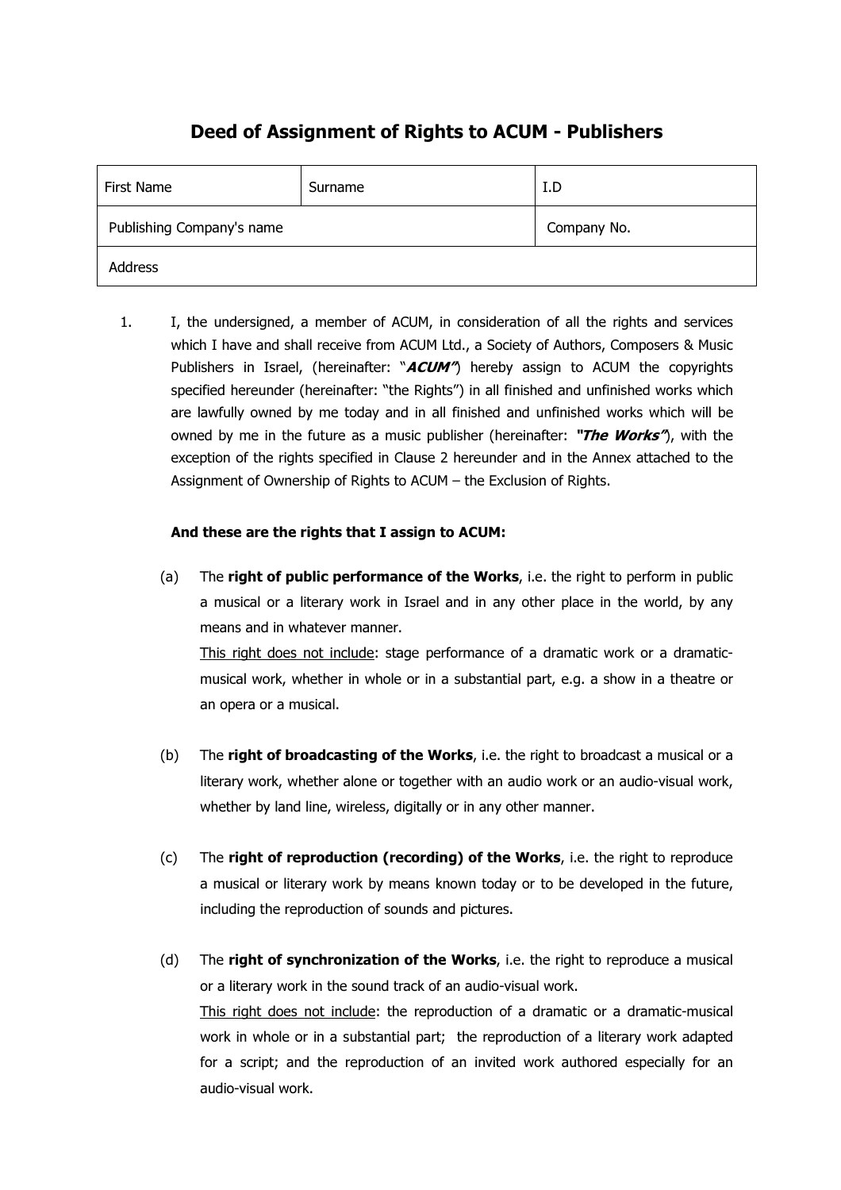# Deed of Assignment of Rights to ACUM - Publishers

| First Name | Surname | I.D |
| --- | --- | --- |
| Publishing Company's name | | Company No. |
| Address | | |

1. I, the undersigned, a member of ACUM, in consideration of all the rights and services which I have and shall receive from ACUM Ltd., a Society of Authors, Composers & Music Publishers in Israel, (hereinafter: "***ACUM***") hereby assign to ACUM the copyrights specified hereunder (hereinafter: "the Rights") in all finished and unfinished works which are lawfully owned by me today and in all finished and unfinished works which will be owned by me in the future as a music publisher (hereinafter: ***"The Works"***), with the exception of the rights specified in Clause 2 hereunder and in the Annex attached to the Assignment of Ownership of Rights to ACUM – the Exclusion of Rights.

   **And these are the rights that I assign to ACUM:**

   (a) The **right of public performance of the Works**, i.e. the right to perform in public a musical or a literary work in Israel and in any other place in the world, by any means and in whatever manner.
   <u>This right does not include</u>: stage performance of a dramatic work or a dramatic-musical work, whether in whole or in a substantial part, e.g. a show in a theatre or an opera or a musical.

   (b) The **right of broadcasting of the Works**, i.e. the right to broadcast a musical or a literary work, whether alone or together with an audio work or an audio-visual work, whether by land line, wireless, digitally or in any other manner.

   (c) The **right of reproduction (recording) of the Works**, i.e. the right to reproduce a musical or literary work by means known today or to be developed in the future, including the reproduction of sounds and pictures.

   (d) The **right of synchronization of the Works**, i.e. the right to reproduce a musical or a literary work in the sound track of an audio-visual work.
   <u>This right does not include</u>: the reproduction of a dramatic or a dramatic-musical work in whole or in a substantial part; the reproduction of a literary work adapted for a script; and the reproduction of an invited work authored especially for an audio-visual work.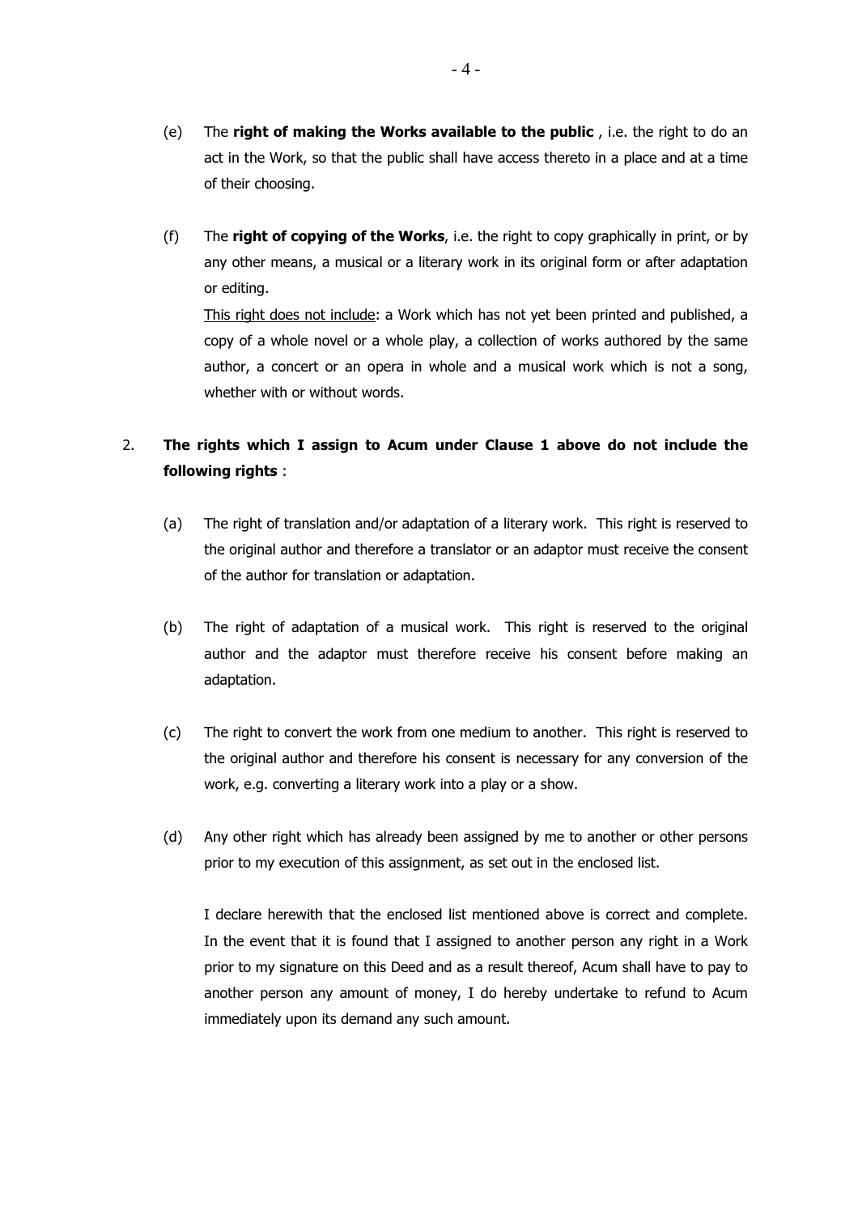(e) The **right of making the Works available to the public** , i.e. the right to do an act in the Work, so that the public shall have access thereto in a place and at a time of their choosing.

(f) The **right of copying of the Works**, i.e. the right to copy graphically in print, or by any other means, a musical or a literary work in its original form or after adaptation or editing.

<u>This right does not include</u>: a Work which has not yet been printed and published, a copy of a whole novel or a whole play, a collection of works authored by the same author, a concert or an opera in whole and a musical work which is not a song, whether with or without words.

2. **The rights which I assign to Acum under Clause 1 above do not include the following rights** :

(a) The right of translation and/or adaptation of a literary work. This right is reserved to the original author and therefore a translator or an adaptor must receive the consent of the author for translation or adaptation.

(b) The right of adaptation of a musical work. This right is reserved to the original author and the adaptor must therefore receive his consent before making an adaptation.

(c) The right to convert the work from one medium to another. This right is reserved to the original author and therefore his consent is necessary for any conversion of the work, e.g. converting a literary work into a play or a show.

(d) Any other right which has already been assigned by me to another or other persons prior to my execution of this assignment, as set out in the enclosed list.

I declare herewith that the enclosed list mentioned above is correct and complete. In the event that it is found that I assigned to another person any right in a Work prior to my signature on this Deed and as a result thereof, Acum shall have to pay to another person any amount of money, I do hereby undertake to refund to Acum immediately upon its demand any such amount.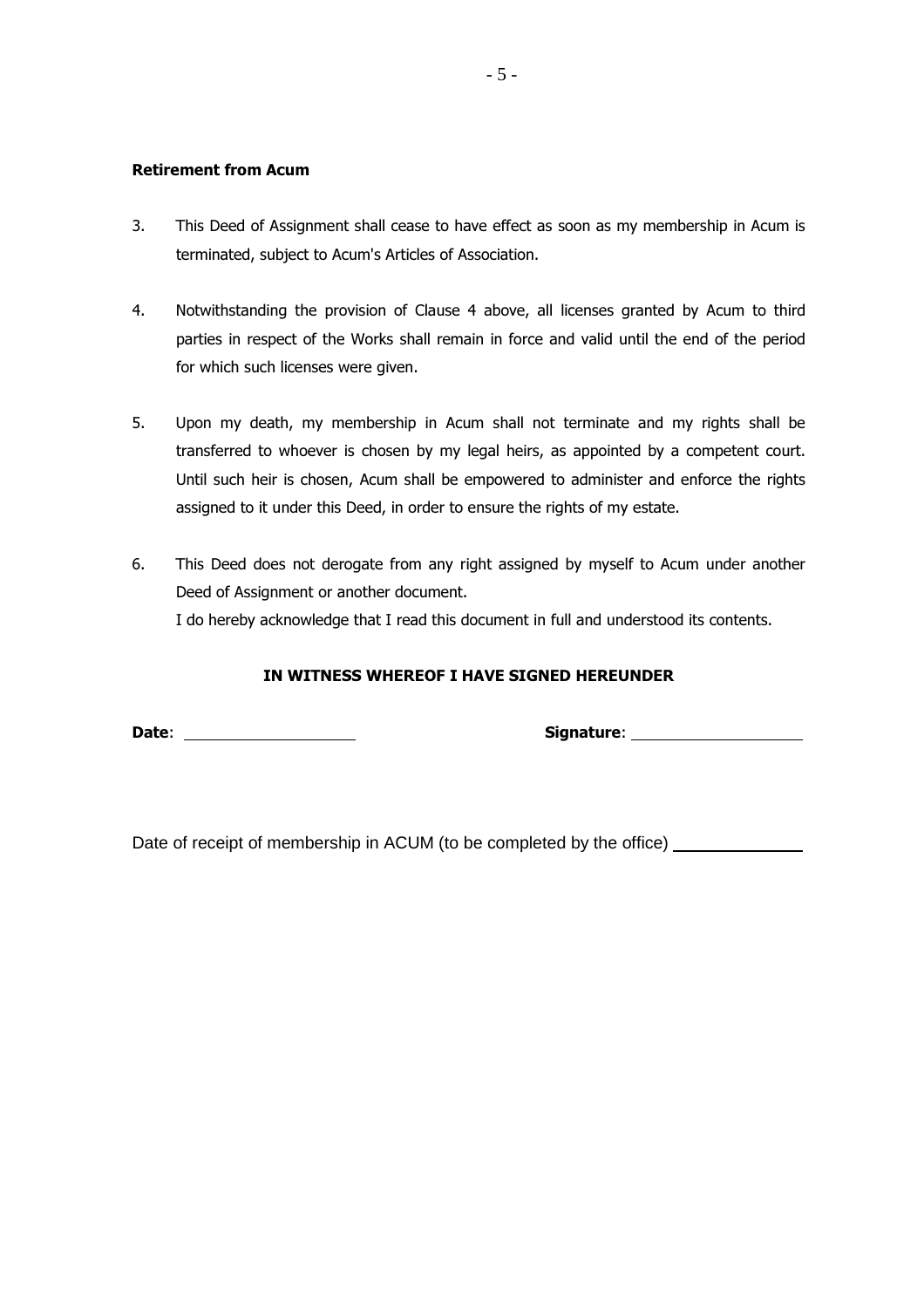**Retirement from Acum**

3. This Deed of Assignment shall cease to have effect as soon as my membership in Acum is terminated, subject to Acum's Articles of Association.

4. Notwithstanding the provision of Clause 4 above, all licenses granted by Acum to third parties in respect of the Works shall remain in force and valid until the end of the period for which such licenses were given.

5. Upon my death, my membership in Acum shall not terminate and my rights shall be transferred to whoever is chosen by my legal heirs, as appointed by a competent court. Until such heir is chosen, Acum shall be empowered to administer and enforce the rights assigned to it under this Deed, in order to ensure the rights of my estate.

6. This Deed does not derogate from any right assigned by myself to Acum under another Deed of Assignment or another document.
   I do hereby acknowledge that I read this document in full and understood its contents.

**IN WITNESS WHEREOF I HAVE SIGNED HEREUNDER**

**Date**: ____________________ **Signature**: ____________________

Date of receipt of membership in ACUM (to be completed by the office) ______________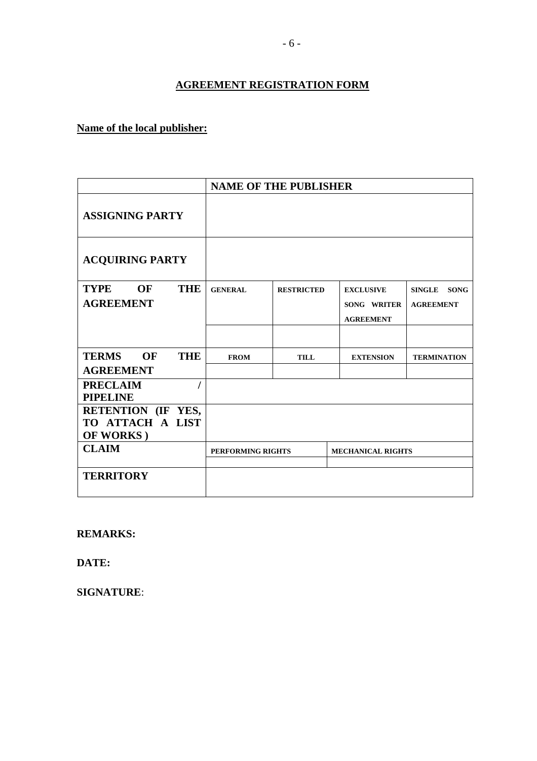## AGREEMENT REGISTRATION FORM

**Name of the local publisher:**

| | NAME OF THE PUBLISHER | | | |
|---|---|---|---|---|
| **ASSIGNING PARTY** | | | | |
| **ACQUIRING PARTY** | | | | |
| **TYPE OF THE AGREEMENT** | GENERAL | RESTRICTED | EXCLUSIVE SONG WRITER AGREEMENT | SINGLE SONG AGREEMENT |
| | | | | |
| **TERMS OF THE AGREEMENT** | FROM | TILL | EXTENSION | TERMINATION |
| | | | | |
| **PRECLAIM / PIPELINE** | | | | |
| **RETENTION (IF YES, TO ATTACH A LIST OF WORKS )** | | | | |
| **CLAIM** | PERFORMING RIGHTS | | MECHANICAL RIGHTS | |
| | | | | |
| **TERRITORY** | | | | |

**REMARKS:**

**DATE:**

**SIGNATURE**: